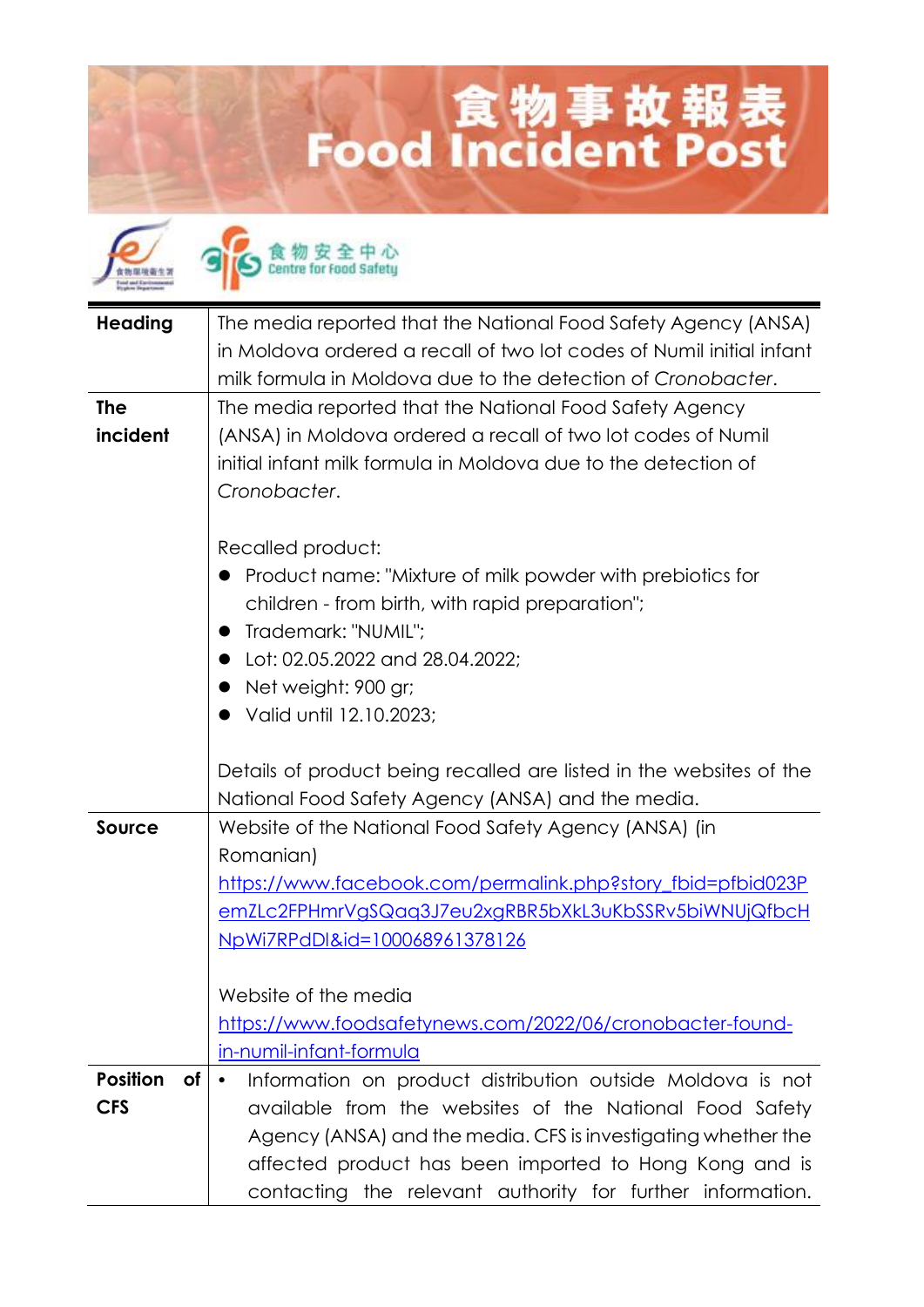# 食物事故報表
# Food Incident Post

食物安全中心
Centre for Food Safety

| | |
|---|---|
| **Heading** | The media reported that the National Food Safety Agency (ANSA) in Moldova ordered a recall of two lot codes of Numil initial infant milk formula in Moldova due to the detection of *Cronobacter*. |
| **The incident** | The media reported that the National Food Safety Agency (ANSA) in Moldova ordered a recall of two lot codes of Numil initial infant milk formula in Moldova due to the detection of *Cronobacter*.<br><br>Recalled product:<br>● Product name: "Mixture of milk powder with prebiotics for children - from birth, with rapid preparation";<br>● Trademark: "NUMIL";<br>● Lot: 02.05.2022 and 28.04.2022;<br>● Net weight: 900 gr;<br>● Valid until 12.10.2023;<br><br>Details of product being recalled are listed in the websites of the National Food Safety Agency (ANSA) and the media. |
| **Source** | Website of the National Food Safety Agency (ANSA) (in Romanian)<br>https://www.facebook.com/permalink.php?story_fbid=pfbid023PemZLc2FPHmrVgSQaq3J7eu2xgRBR5bXkL3uKbSSRv5biWNUjQfbcHNpWi7RPdDl&id=100068961378126<br><br>Website of the media<br>https://www.foodsafetynews.com/2022/06/cronobacter-found-in-numil-infant-formula |
| **Position of CFS** | • Information on product distribution outside Moldova is not available from the websites of the National Food Safety Agency (ANSA) and the media. CFS is investigating whether the affected product has been imported to Hong Kong and is contacting the relevant authority for further information. |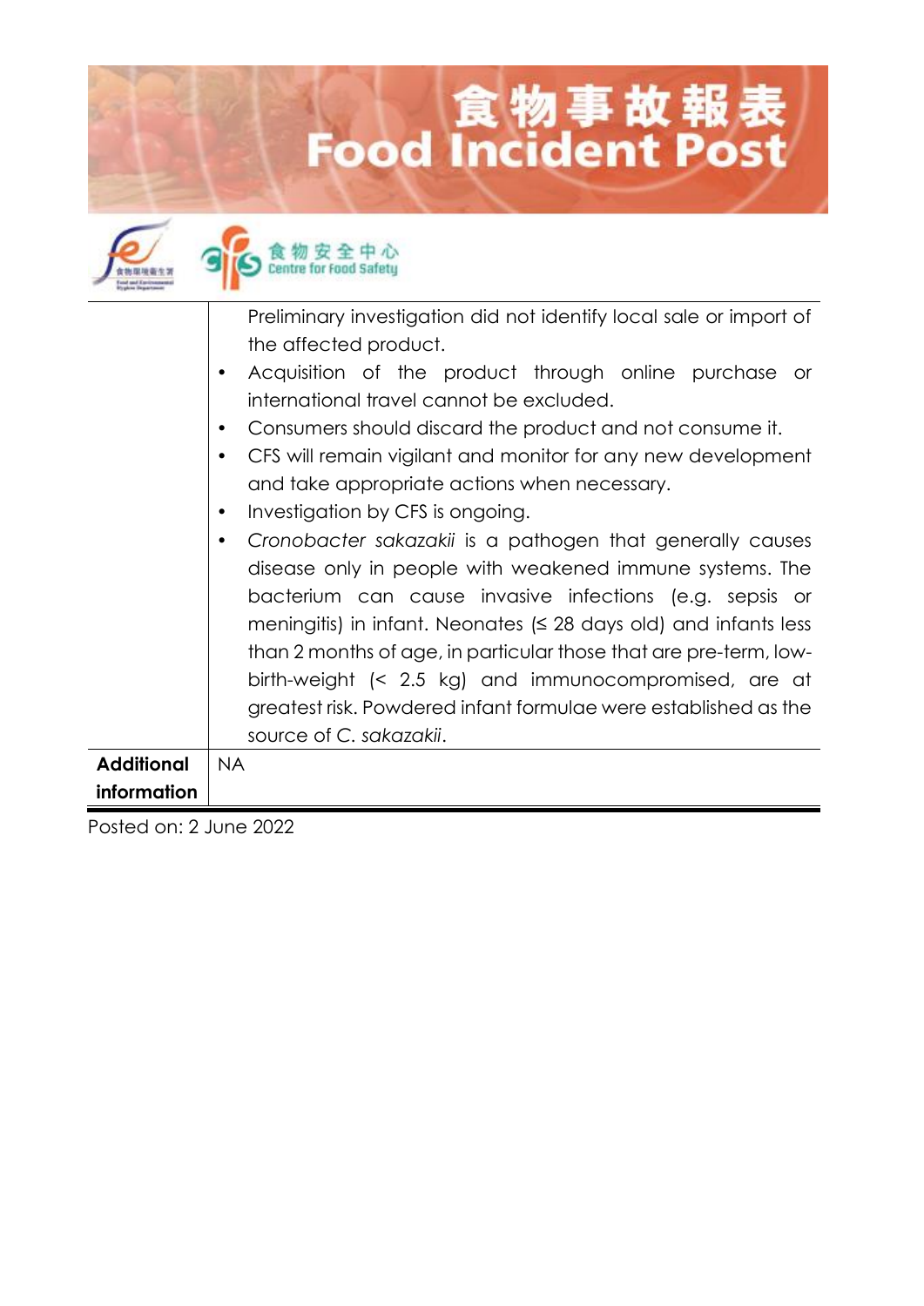# 食物事故報表
# Food Incident Post

食物安全中心 Centre for Food Safety

| | |
|---|---|
| | Preliminary investigation did not identify local sale or import of the affected product.<br>• Acquisition of the product through online purchase or international travel cannot be excluded.<br>• Consumers should discard the product and not consume it.<br>• CFS will remain vigilant and monitor for any new development and take appropriate actions when necessary.<br>• Investigation by CFS is ongoing.<br>• *Cronobacter sakazakii* is a pathogen that generally causes disease only in people with weakened immune systems. The bacterium can cause invasive infections (e.g. sepsis or meningitis) in infant. Neonates (≤ 28 days old) and infants less than 2 months of age, in particular those that are pre-term, low-birth-weight (< 2.5 kg) and immunocompromised, are at greatest risk. Powdered infant formulae were established as the source of *C. sakazakii*. |
| **Additional information** | NA |

Posted on: 2 June 2022